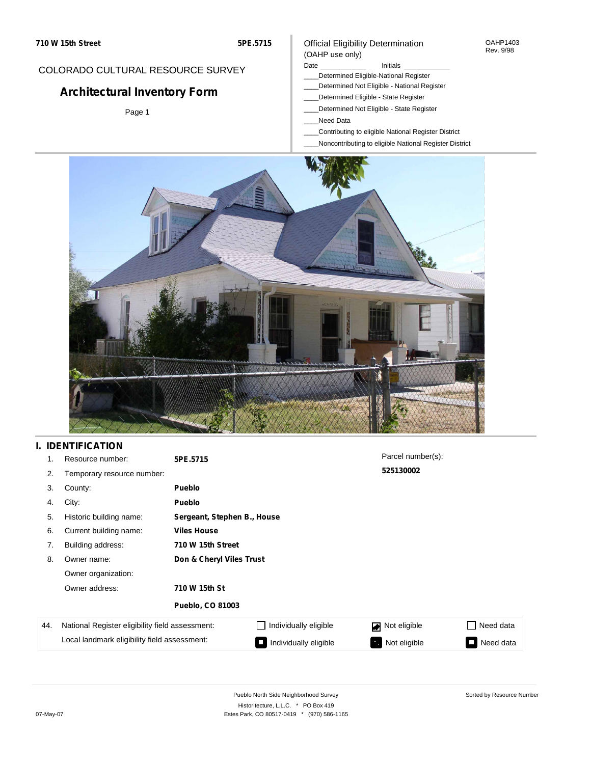710 W 15th Street

5PE.5715

COLORADO CULTURAL RESOURCE SURVEY

# Architectural Inventory Form

Official Eligibility Determination
(OAHP use only)

OAHP1403
Rev. 9/98

Date ______ Initials ______

____Determined Eligible-National Register
____Determined Not Eligible - National Register
____Determined Eligible - State Register
____Determined Not Eligible - State Register
____Need Data
____Contributing to eligible National Register District
____Noncontributing to eligible National Register District

## I. IDENTIFICATION

1. Resource number: **5PE.5715**
2. Temporary resource number:
3. County: **Pueblo**
4. City: **Pueblo**
5. Historic building name: **Sergeant, Stephen B., House**
6. Current building name: **Viles House**
7. Building address: **710 W 15th Street**
8. Owner name: **Don & Cheryl Viles Trust**
   Owner organization:
   Owner address: **710 W 15th St**
   **Pueblo, CO 81003**

Parcel number(s): **525130002**

| 44. | National Register eligibility field assessment: | ☐ Individually eligible | ☑ Not eligible | ☐ Need data |
|---|---|---|---|---|
| | Local landmark eligibility field assessment: | ■ Individually eligible | ■ Not eligible | ■ Need data |

Pueblo North Side Neighborhood Survey
Historitecture, L.L.C. * PO Box 419
Estes Park, CO 80517-0419 * (970) 586-1165

Sorted by Resource Number

07-May-07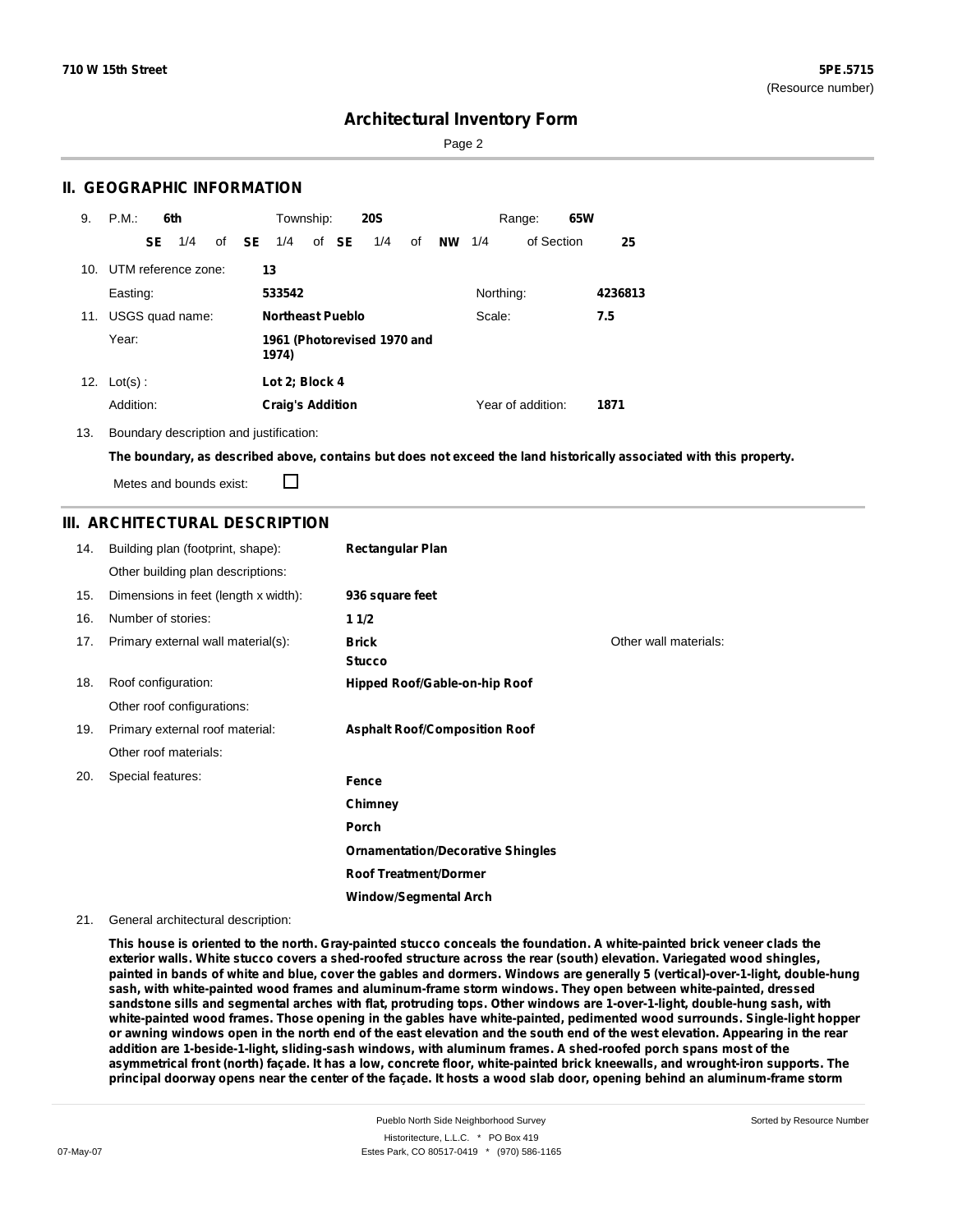## II. GEOGRAPHIC INFORMATION

9. P.M.: **6th** Township: **20S** Range: **65W**
   **SE** 1/4 of **SE** 1/4 of **SE** 1/4 of **NW** 1/4 of Section **25**

10. UTM reference zone: **13**
    Easting: **533542** Northing: **4236813**

11. USGS quad name: **Northeast Pueblo** Scale: **7.5**
    Year: **1961 (Photorevised 1970 and 1974)**

12. Lot(s): **Lot 2; Block 4**
    Addition: **Craig's Addition** Year of addition: **1871**

13. Boundary description and justification:
    **The boundary, as described above, contains but does not exceed the land historically associated with this property.**
    Metes and bounds exist: ☐

## III. ARCHITECTURAL DESCRIPTION

| | | | |
|---|---|---|---|
| 14. | Building plan (footprint, shape): | **Rectangular Plan** | |
| | Other building plan descriptions: | | |
| 15. | Dimensions in feet (length x width): | **936 square feet** | |
| 16. | Number of stories: | **1 1/2** | |
| 17. | Primary external wall material(s): | **Brick**<br>**Stucco** | Other wall materials: |
| 18. | Roof configuration: | **Hipped Roof/Gable-on-hip Roof** | |
| | Other roof configurations: | | |
| 19. | Primary external roof material: | **Asphalt Roof/Composition Roof** | |
| | Other roof materials: | | |
| 20. | Special features: | **Fence**<br>**Chimney**<br>**Porch**<br>**Ornamentation/Decorative Shingles**<br>**Roof Treatment/Dormer**<br>**Window/Segmental Arch** | |

21. General architectural description:

**This house is oriented to the north. Gray-painted stucco conceals the foundation. A white-painted brick veneer clads the exterior walls. White stucco covers a shed-roofed structure across the rear (south) elevation. Variegated wood shingles, painted in bands of white and blue, cover the gables and dormers. Windows are generally 5 (vertical)-over-1-light, double-hung sash, with white-painted wood frames and aluminum-frame storm windows. They open between white-painted, dressed sandstone sills and segmental arches with flat, protruding tops. Other windows are 1-over-1-light, double-hung sash, with white-painted wood frames. Those opening in the gables have white-painted, pedimented wood surrounds. Single-light hopper or awning windows open in the north end of the east elevation and the south end of the west elevation. Appearing in the rear addition are 1-beside-1-light, sliding-sash windows, with aluminum frames. A shed-roofed porch spans most of the asymmetrical front (north) façade. It has a low, concrete floor, white-painted brick kneewalls, and wrought-iron supports. The principal doorway opens near the center of the façade. It hosts a wood slab door, opening behind an aluminum-frame storm**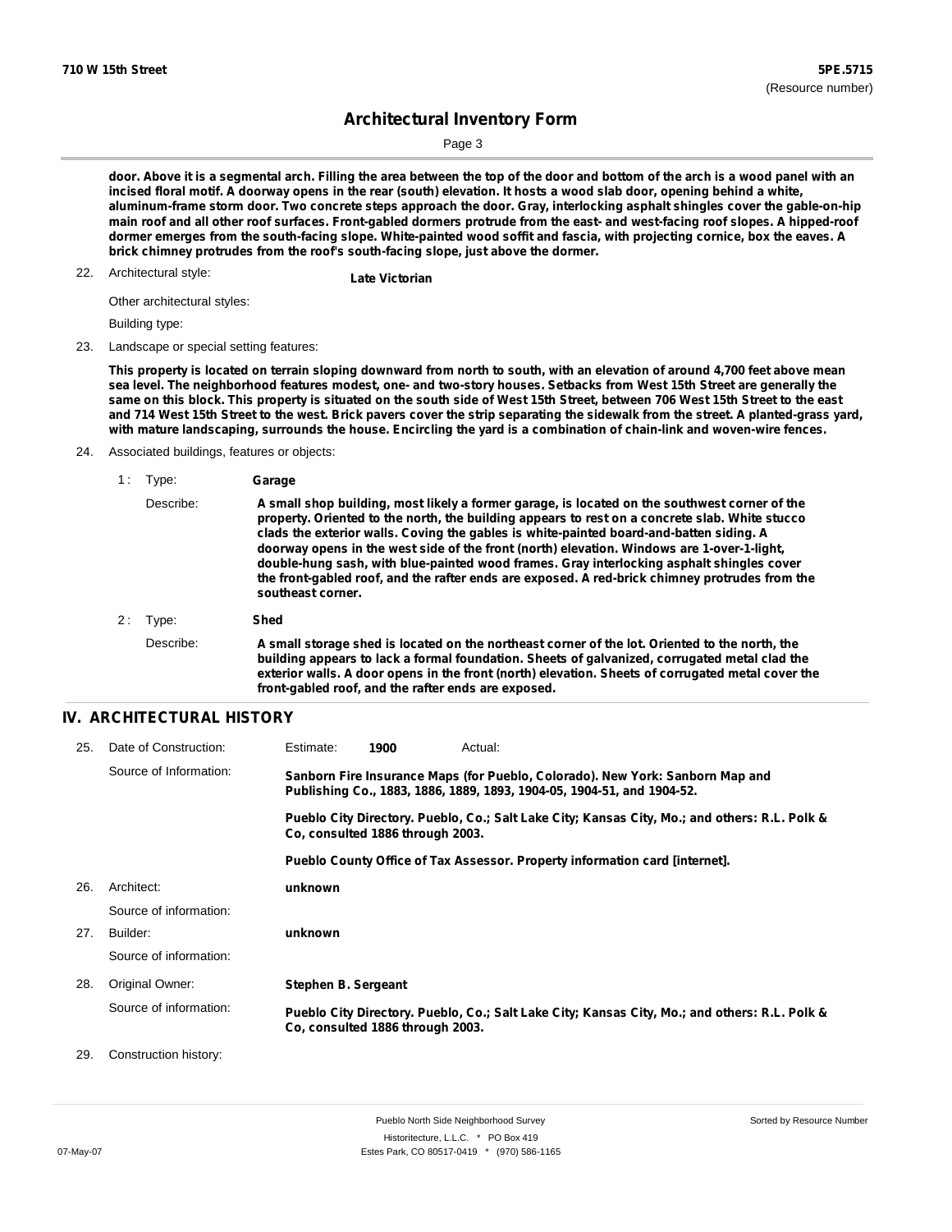door. Above it is a segmental arch. Filling the area between the top of the door and bottom of the arch is a wood panel with an incised floral motif. A doorway opens in the rear (south) elevation. It hosts a wood slab door, opening behind a white, aluminum-frame storm door. Two concrete steps approach the door. Gray, interlocking asphalt shingles cover the gable-on-hip main roof and all other roof surfaces. Front-gabled dormers protrude from the east- and west-facing roof slopes. A hipped-roof dormer emerges from the south-facing slope. White-painted wood soffit and fascia, with projecting cornice, box the eaves. A brick chimney protrudes from the roof's south-facing slope, just above the dormer.

22. Architectural style: **Late Victorian**

Other architectural styles:

Building type:

23. Landscape or special setting features:

This property is located on terrain sloping downward from north to south, with an elevation of around 4,700 feet above mean sea level. The neighborhood features modest, one- and two-story houses. Setbacks from West 15th Street are generally the same on this block. This property is situated on the south side of West 15th Street, between 706 West 15th Street to the east and 714 West 15th Street to the west. Brick pavers cover the strip separating the sidewalk from the street. A planted-grass yard, with mature landscaping, surrounds the house. Encircling the yard is a combination of chain-link and woven-wire fences.

24. Associated buildings, features or objects:

1 : Type: **Garage**

Describe: A small shop building, most likely a former garage, is located on the southwest corner of the property. Oriented to the north, the building appears to rest on a concrete slab. White stucco clads the exterior walls. Coving the gables is white-painted board-and-batten siding. A doorway opens in the west side of the front (north) elevation. Windows are 1-over-1-light, double-hung sash, with blue-painted wood frames. Gray interlocking asphalt shingles cover the front-gabled roof, and the rafter ends are exposed. A red-brick chimney protrudes from the southeast corner.

2 : Type: **Shed**

Describe: A small storage shed is located on the northeast corner of the lot. Oriented to the north, the building appears to lack a formal foundation. Sheets of galvanized, corrugated metal clad the exterior walls. A door opens in the front (north) elevation. Sheets of corrugated metal cover the front-gabled roof, and the rafter ends are exposed.

## IV. ARCHITECTURAL HISTORY

25. Date of Construction: Estimate: **1900** Actual:

Source of Information: Sanborn Fire Insurance Maps (for Pueblo, Colorado). New York: Sanborn Map and Publishing Co., 1883, 1886, 1889, 1893, 1904-05, 1904-51, and 1904-52.

Pueblo City Directory. Pueblo, Co.; Salt Lake City; Kansas City, Mo.; and others: R.L. Polk & Co, consulted 1886 through 2003.

Pueblo County Office of Tax Assessor. Property information card [internet].

26. Architect: **unknown**

Source of information:

27. Builder: **unknown**

Source of information:

28. Original Owner: **Stephen B. Sergeant**

Source of information: Pueblo City Directory. Pueblo, Co.; Salt Lake City; Kansas City, Mo.; and others: R.L. Polk & Co, consulted 1886 through 2003.

29. Construction history: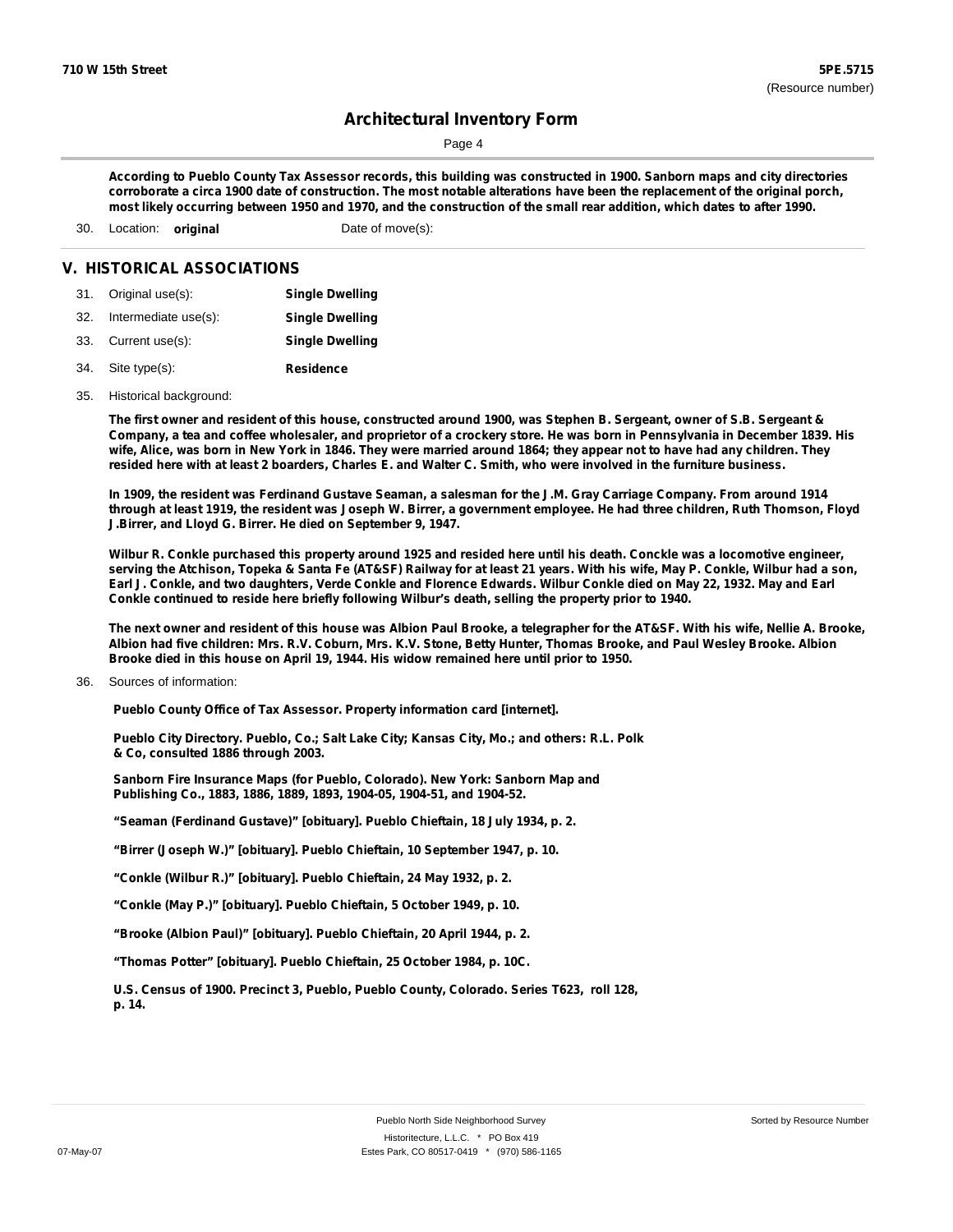According to Pueblo County Tax Assessor records, this building was constructed in 1900. Sanborn maps and city directories corroborate a circa 1900 date of construction. The most notable alterations have been the replacement of the original porch, most likely occurring between 1950 and 1970, and the construction of the small rear addition, which dates to after 1990.

30. Location: **original** Date of move(s):

## V. HISTORICAL ASSOCIATIONS

31. Original use(s): **Single Dwelling**
32. Intermediate use(s): **Single Dwelling**
33. Current use(s): **Single Dwelling**
34. Site type(s): **Residence**
35. Historical background:

**The first owner and resident of this house, constructed around 1900, was Stephen B. Sergeant, owner of S.B. Sergeant & Company, a tea and coffee wholesaler, and proprietor of a crockery store. He was born in Pennsylvania in December 1839. His wife, Alice, was born in New York in 1846. They were married around 1864; they appear not to have had any children. They resided here with at least 2 boarders, Charles E. and Walter C. Smith, who were involved in the furniture business.**

**In 1909, the resident was Ferdinand Gustave Seaman, a salesman for the J.M. Gray Carriage Company. From around 1914 through at least 1919, the resident was Joseph W. Birrer, a government employee. He had three children, Ruth Thomson, Floyd J.Birrer, and Lloyd G. Birrer. He died on September 9, 1947.**

**Wilbur R. Conkle purchased this property around 1925 and resided here until his death. Conckle was a locomotive engineer, serving the Atchison, Topeka & Santa Fe (AT&SF) Railway for at least 21 years. With his wife, May P. Conkle, Wilbur had a son, Earl J. Conkle, and two daughters, Verde Conkle and Florence Edwards. Wilbur Conkle died on May 22, 1932. May and Earl Conkle continued to reside here briefly following Wilbur's death, selling the property prior to 1940.**

**The next owner and resident of this house was Albion Paul Brooke, a telegrapher for the AT&SF. With his wife, Nellie A. Brooke, Albion had five children: Mrs. R.V. Coburn, Mrs. K.V. Stone, Betty Hunter, Thomas Brooke, and Paul Wesley Brooke. Albion Brooke died in this house on April 19, 1944. His widow remained here until prior to 1950.**

36. Sources of information:

**Pueblo County Office of Tax Assessor. Property information card [internet].**

**Pueblo City Directory. Pueblo, Co.; Salt Lake City; Kansas City, Mo.; and others: R.L. Polk & Co, consulted 1886 through 2003.**

**Sanborn Fire Insurance Maps (for Pueblo, Colorado). New York: Sanborn Map and Publishing Co., 1883, 1886, 1889, 1893, 1904-05, 1904-51, and 1904-52.**

**"Seaman (Ferdinand Gustave)" [obituary]. Pueblo Chieftain, 18 July 1934, p. 2.**

**"Birrer (Joseph W.)" [obituary]. Pueblo Chieftain, 10 September 1947, p. 10.**

**"Conkle (Wilbur R.)" [obituary]. Pueblo Chieftain, 24 May 1932, p. 2.**

**"Conkle (May P.)" [obituary]. Pueblo Chieftain, 5 October 1949, p. 10.**

**"Brooke (Albion Paul)" [obituary]. Pueblo Chieftain, 20 April 1944, p. 2.**

**"Thomas Potter" [obituary]. Pueblo Chieftain, 25 October 1984, p. 10C.**

**U.S. Census of 1900. Precinct 3, Pueblo, Pueblo County, Colorado. Series T623, roll 128, p. 14.**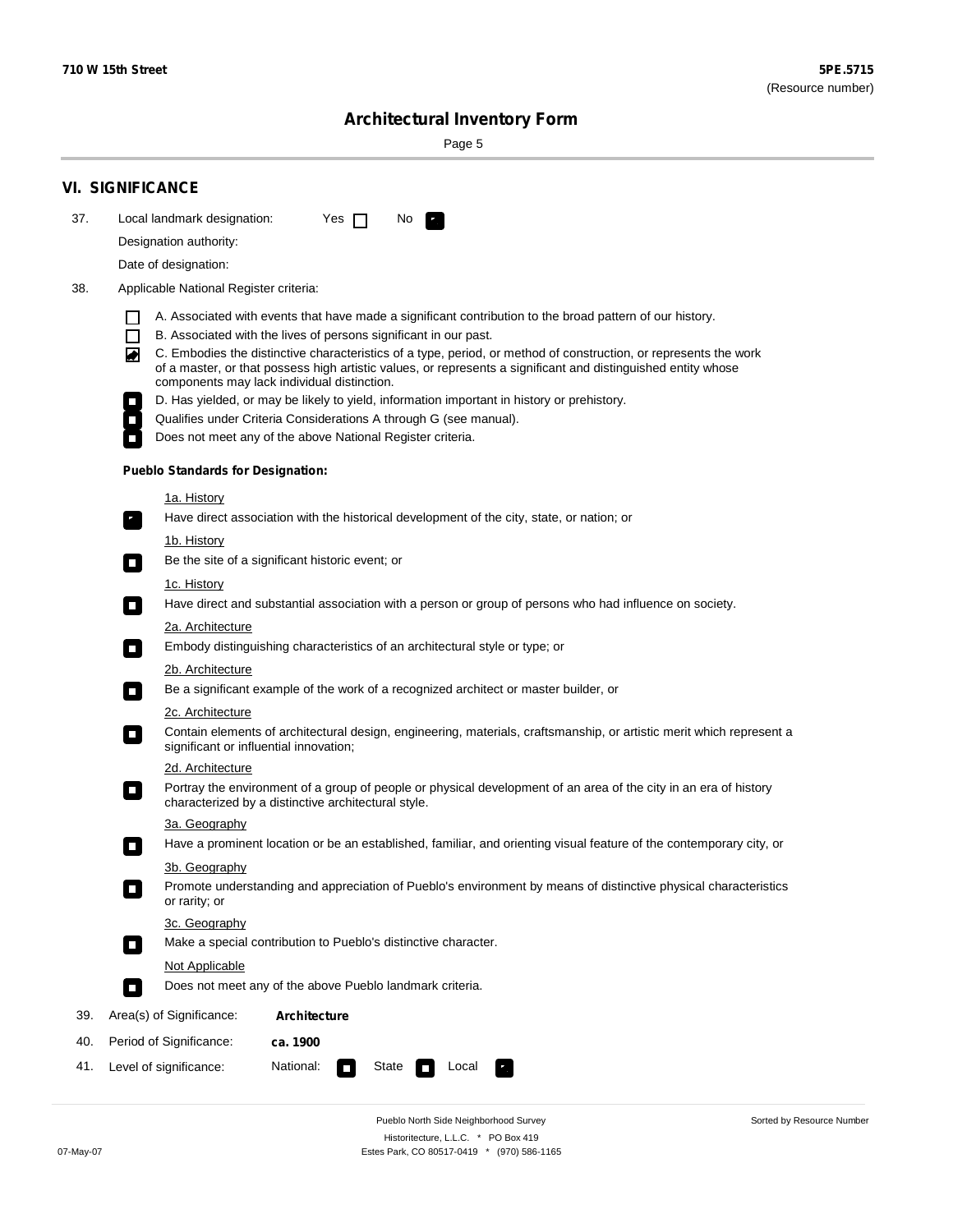## VI. SIGNIFICANCE

37. Local landmark designation: Yes ☐ No ☑

Designation authority:

Date of designation:

38. Applicable National Register criteria:

- ☐ A. Associated with events that have made a significant contribution to the broad pattern of our history.
- ☐ B. Associated with the lives of persons significant in our past.
- ☑ C. Embodies the distinctive characteristics of a type, period, or method of construction, or represents the work of a master, or that possess high artistic values, or represents a significant and distinguished entity whose components may lack individual distinction.
- ☐ D. Has yielded, or may be likely to yield, information important in history or prehistory.
- ☐ Qualifies under Criteria Considerations A through G (see manual).
- ☐ Does not meet any of the above National Register criteria.

**Pueblo Standards for Designation:**

1a. History

☑ Have direct association with the historical development of the city, state, or nation; or

1b. History

☐ Be the site of a significant historic event; or

1c. History

☐ Have direct and substantial association with a person or group of persons who had influence on society.

2a. Architecture

☐ Embody distinguishing characteristics of an architectural style or type; or

2b. Architecture

☐ Be a significant example of the work of a recognized architect or master builder, or

2c. Architecture

☐ Contain elements of architectural design, engineering, materials, craftsmanship, or artistic merit which represent a significant or influential innovation;

2d. Architecture

☐ Portray the environment of a group of people or physical development of an area of the city in an era of history characterized by a distinctive architectural style.

3a. Geography

☐ Have a prominent location or be an established, familiar, and orienting visual feature of the contemporary city, or

3b. Geography

☐ Promote understanding and appreciation of Pueblo's environment by means of distinctive physical characteristics or rarity; or

3c. Geography

☐ Make a special contribution to Pueblo's distinctive character.

Not Applicable

☐ Does not meet any of the above Pueblo landmark criteria.

39. Area(s) of Significance: **Architecture**

40. Period of Significance: **ca. 1900**

41. Level of significance: National: ☐ State ☐ Local ☑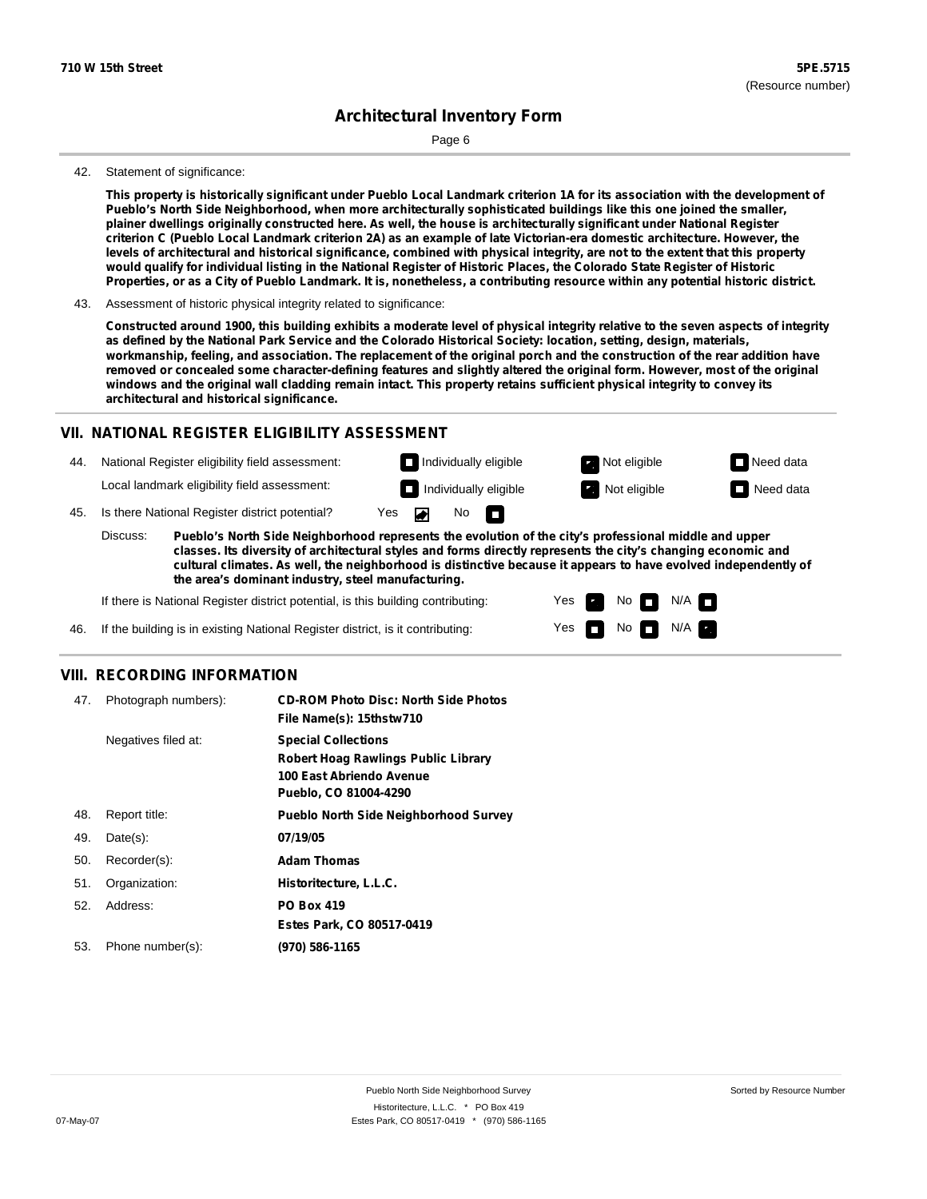42. Statement of significance:

**This property is historically significant under Pueblo Local Landmark criterion 1A for its association with the development of Pueblo's North Side Neighborhood, when more architecturally sophisticated buildings like this one joined the smaller, plainer dwellings originally constructed here. As well, the house is architecturally significant under National Register criterion C (Pueblo Local Landmark criterion 2A) as an example of late Victorian-era domestic architecture. However, the levels of architectural and historical significance, combined with physical integrity, are not to the extent that this property would qualify for individual listing in the National Register of Historic Places, the Colorado State Register of Historic Properties, or as a City of Pueblo Landmark. It is, nonetheless, a contributing resource within any potential historic district.**

43. Assessment of historic physical integrity related to significance:

**Constructed around 1900, this building exhibits a moderate level of physical integrity relative to the seven aspects of integrity as defined by the National Park Service and the Colorado Historical Society: location, setting, design, materials, workmanship, feeling, and association. The replacement of the original porch and the construction of the rear addition have removed or concealed some character-defining features and slightly altered the original form. However, most of the original windows and the original wall cladding remain intact. This property retains sufficient physical integrity to convey its architectural and historical significance.**

## VII. NATIONAL REGISTER ELIGIBILITY ASSESSMENT

44. National Register eligibility field assessment: ☐ Individually eligible ☒ Not eligible ☐ Need data

Local landmark eligibility field assessment: ☐ Individually eligible ☒ Not eligible ☐ Need data

45. Is there National Register district potential? Yes ☒ No ☐

Discuss: **Pueblo's North Side Neighborhood represents the evolution of the city's professional middle and upper classes. Its diversity of architectural styles and forms directly represents the city's changing economic and cultural climates. As well, the neighborhood is distinctive because it appears to have evolved independently of the area's dominant industry, steel manufacturing.**

If there is National Register district potential, is this building contributing: Yes ☒ No ☐ N/A ☐

46. If the building is in existing National Register district, is it contributing: Yes ☐ No ☐ N/A ☒

## VIII. RECORDING INFORMATION

47. Photograph numbers): **CD-ROM Photo Disc: North Side Photos**
**File Name(s): 15thstw710**

Negatives filed at: **Special Collections**
**Robert Hoag Rawlings Public Library**
**100 East Abriendo Avenue**
**Pueblo, CO 81004-4290**

48. Report title: **Pueblo North Side Neighborhood Survey**

49. Date(s): **07/19/05**

50. Recorder(s): **Adam Thomas**

51. Organization: **Historitecture, L.L.C.**

52. Address: **PO Box 419**
**Estes Park, CO 80517-0419**

53. Phone number(s): **(970) 586-1165**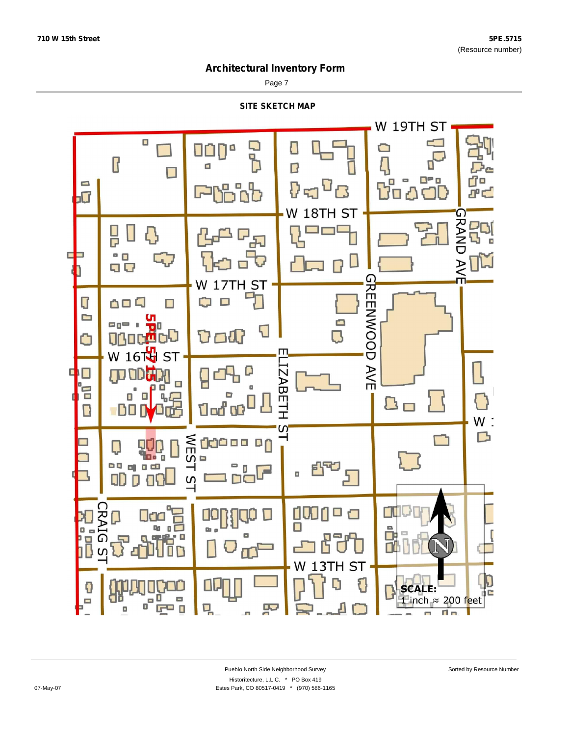710 W 15th Street

5PE.5715
(Resource number)

# Architectural Inventory Form

## SITE SKETCH MAP

W 19TH ST

W 18TH ST

W 17TH ST

W 16TH ST

GRAND AVE

GREENWOOD AVE

ELIZABETH ST

WEST ST

CRAIG ST

W 13TH ST

5PE.5715

W 1

N

SCALE:
1 inch ≈ 200 feet

Pueblo North Side Neighborhood Survey
Historitecture, L.L.C. * PO Box 419
Estes Park, CO 80517-0419 * (970) 586-1165

Sorted by Resource Number

07-May-07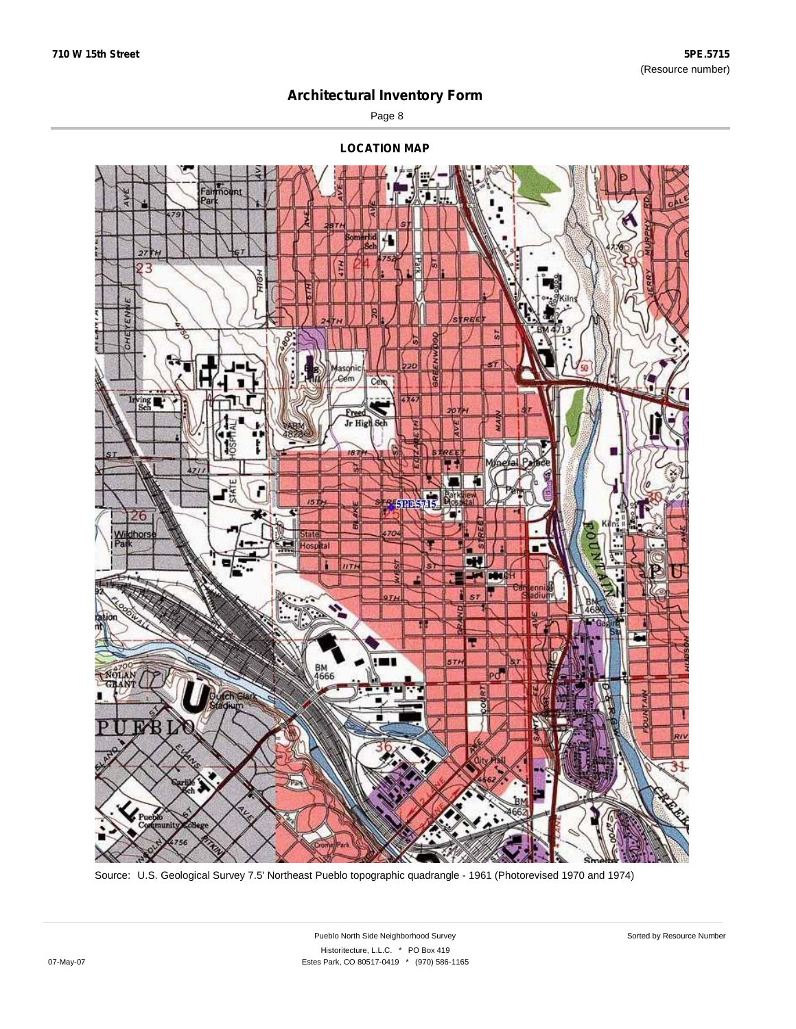## Architectural Inventory Form

### LOCATION MAP

Source: U.S. Geological Survey 7.5' Northeast Pueblo topographic quadrangle - 1961 (Photorevised 1970 and 1974)